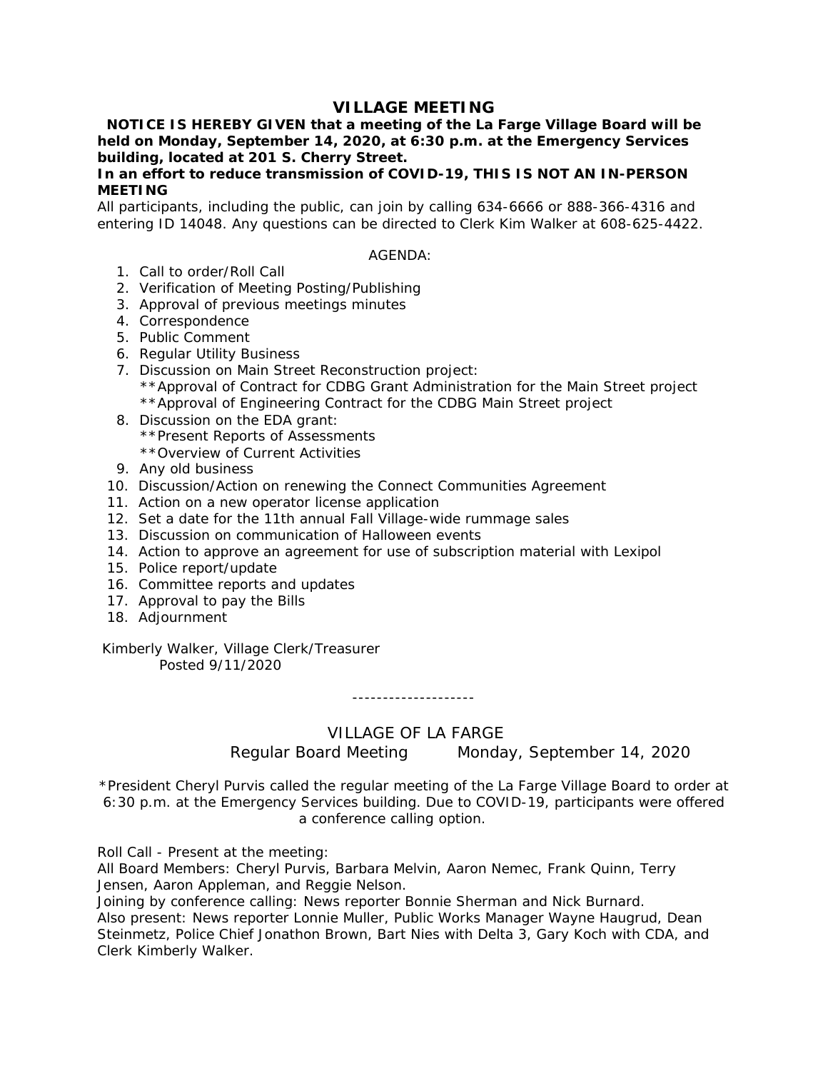# VILLAGE MEETING

**NOTICE IS HEREBY GIVEN that a meeting of the La Farge Village Board will be held on Monday, September 14, 2020, at 6:30 p.m. at the Emergency Services building, located at 201 S. Cherry Street.**

**In an effort to reduce transmission of COVID-19, THIS IS NOT AN IN-PERSON MEETING**

All participants, including the public, can join by calling 634-6666 or 888-366-4316 and entering ID 14048. Any questions can be directed to Clerk Kim Walker at 608-625-4422.

AGENDA:

1. Call to order/Roll Call
2. Verification of Meeting Posting/Publishing
3. Approval of previous meetings minutes
4. Correspondence
5. Public Comment
6. Regular Utility Business
7. Discussion on Main Street Reconstruction project:
   **Approval of Contract for CDBG Grant Administration for the Main Street project
   **Approval of Engineering Contract for the CDBG Main Street project
8. Discussion on the EDA grant:
   **Present Reports of Assessments
   **Overview of Current Activities
9. Any old business
10. Discussion/Action on renewing the Connect Communities Agreement
11. Action on a new operator license application
12. Set a date for the 11th annual Fall Village-wide rummage sales
13. Discussion on communication of Halloween events
14. Action to approve an agreement for use of subscription material with Lexipol
15. Police report/update
16. Committee reports and updates
17. Approval to pay the Bills
18. Adjournment

Kimberly Walker, Village Clerk/Treasurer
Posted 9/11/2020

--------------------

## VILLAGE OF LA FARGE

Regular Board Meeting Monday, September 14, 2020

*President Cheryl Purvis called the regular meeting of the La Farge Village Board to order at 6:30 p.m. at the Emergency Services building. Due to COVID-19, participants were offered a conference calling option.

Roll Call - Present at the meeting:
All Board Members: Cheryl Purvis, Barbara Melvin, Aaron Nemec, Frank Quinn, Terry Jensen, Aaron Appleman, and Reggie Nelson.
Joining by conference calling: News reporter Bonnie Sherman and Nick Burnard.
Also present: News reporter Lonnie Muller, Public Works Manager Wayne Haugrud, Dean Steinmetz, Police Chief Jonathon Brown, Bart Nies with Delta 3, Gary Koch with CDA, and Clerk Kimberly Walker.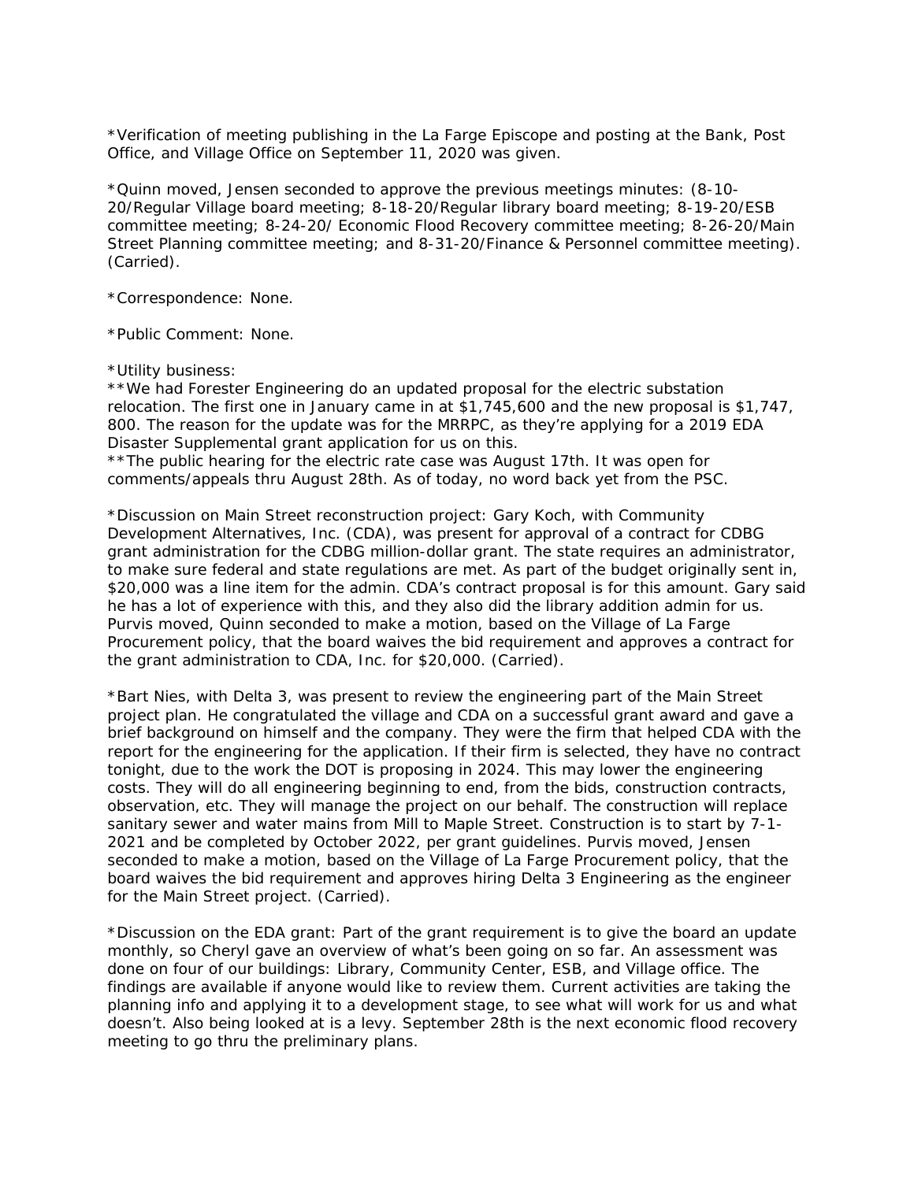*Verification of meeting publishing in the La Farge Episcope and posting at the Bank, Post Office, and Village Office on September 11, 2020 was given.

*Quinn moved, Jensen seconded to approve the previous meetings minutes: (8-10-20/Regular Village board meeting; 8-18-20/Regular library board meeting; 8-19-20/ESB committee meeting; 8-24-20/ Economic Flood Recovery committee meeting; 8-26-20/Main Street Planning committee meeting; and 8-31-20/Finance & Personnel committee meeting). (Carried).

*Correspondence: None.

*Public Comment: None.

*Utility business:
**We had Forester Engineering do an updated proposal for the electric substation relocation. The first one in January came in at $1,745,600 and the new proposal is $1,747, 800. The reason for the update was for the MRRPC, as they're applying for a 2019 EDA Disaster Supplemental grant application for us on this.
**The public hearing for the electric rate case was August 17th. It was open for comments/appeals thru August 28th. As of today, no word back yet from the PSC.

*Discussion on Main Street reconstruction project: Gary Koch, with Community Development Alternatives, Inc. (CDA), was present for approval of a contract for CDBG grant administration for the CDBG million-dollar grant. The state requires an administrator, to make sure federal and state regulations are met. As part of the budget originally sent in, $20,000 was a line item for the admin. CDA's contract proposal is for this amount. Gary said he has a lot of experience with this, and they also did the library addition admin for us. Purvis moved, Quinn seconded to make a motion, based on the Village of La Farge Procurement policy, that the board waives the bid requirement and approves a contract for the grant administration to CDA, Inc. for $20,000. (Carried).

*Bart Nies, with Delta 3, was present to review the engineering part of the Main Street project plan. He congratulated the village and CDA on a successful grant award and gave a brief background on himself and the company. They were the firm that helped CDA with the report for the engineering for the application. If their firm is selected, they have no contract tonight, due to the work the DOT is proposing in 2024. This may lower the engineering costs. They will do all engineering beginning to end, from the bids, construction contracts, observation, etc. They will manage the project on our behalf. The construction will replace sanitary sewer and water mains from Mill to Maple Street. Construction is to start by 7-1-2021 and be completed by October 2022, per grant guidelines. Purvis moved, Jensen seconded to make a motion, based on the Village of La Farge Procurement policy, that the board waives the bid requirement and approves hiring Delta 3 Engineering as the engineer for the Main Street project. (Carried).

*Discussion on the EDA grant: Part of the grant requirement is to give the board an update monthly, so Cheryl gave an overview of what's been going on so far. An assessment was done on four of our buildings: Library, Community Center, ESB, and Village office. The findings are available if anyone would like to review them. Current activities are taking the planning info and applying it to a development stage, to see what will work for us and what doesn't. Also being looked at is a levy. September 28th is the next economic flood recovery meeting to go thru the preliminary plans.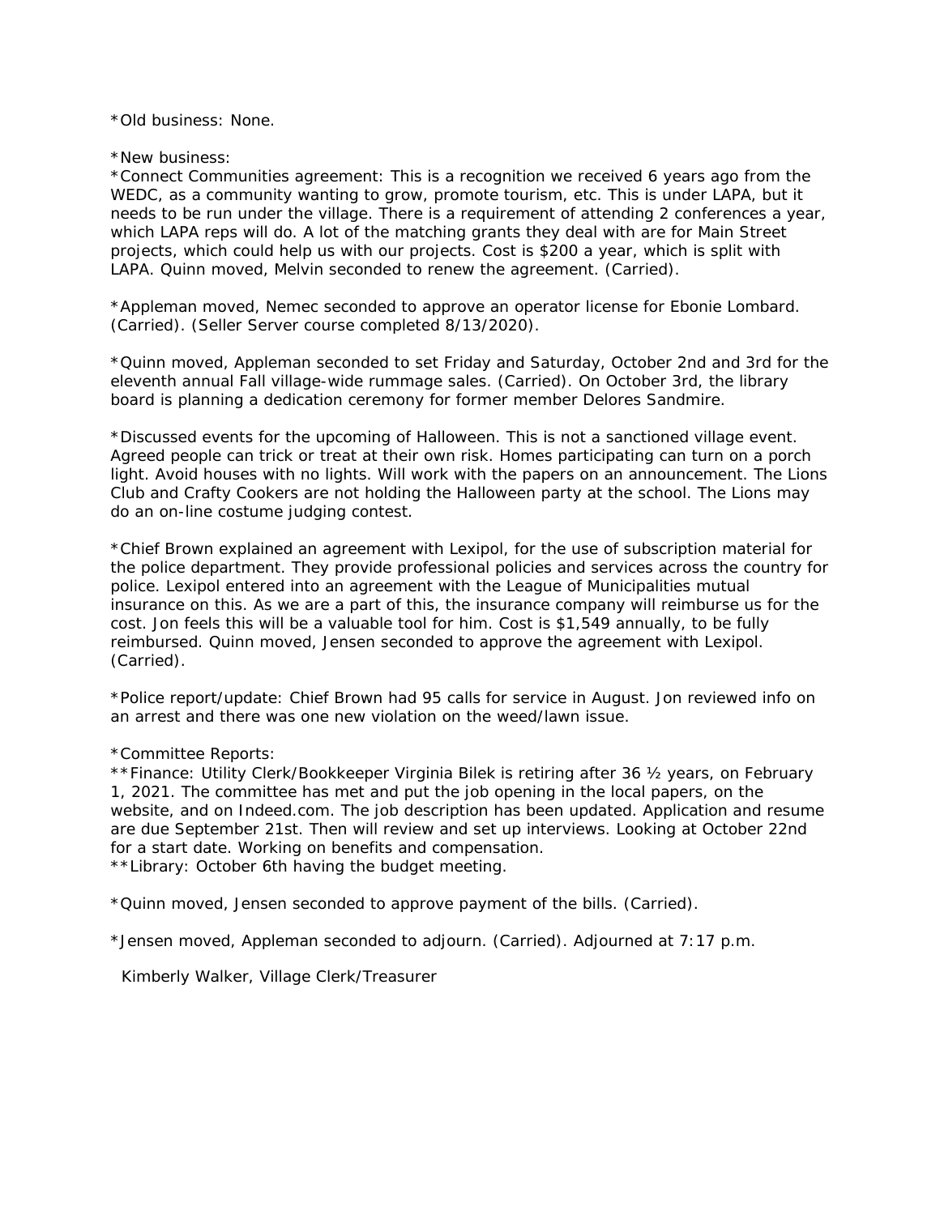*Old business: None.

*New business:
*Connect Communities agreement: This is a recognition we received 6 years ago from the WEDC, as a community wanting to grow, promote tourism, etc. This is under LAPA, but it needs to be run under the village. There is a requirement of attending 2 conferences a year, which LAPA reps will do. A lot of the matching grants they deal with are for Main Street projects, which could help us with our projects. Cost is $200 a year, which is split with LAPA. Quinn moved, Melvin seconded to renew the agreement. (Carried).

*Appleman moved, Nemec seconded to approve an operator license for Ebonie Lombard. (Carried). (Seller Server course completed 8/13/2020).

*Quinn moved, Appleman seconded to set Friday and Saturday, October 2nd and 3rd for the eleventh annual Fall village-wide rummage sales. (Carried). On October 3rd, the library board is planning a dedication ceremony for former member Delores Sandmire.

*Discussed events for the upcoming of Halloween. This is not a sanctioned village event. Agreed people can trick or treat at their own risk. Homes participating can turn on a porch light. Avoid houses with no lights. Will work with the papers on an announcement. The Lions Club and Crafty Cookers are not holding the Halloween party at the school. The Lions may do an on-line costume judging contest.

*Chief Brown explained an agreement with Lexipol, for the use of subscription material for the police department. They provide professional policies and services across the country for police. Lexipol entered into an agreement with the League of Municipalities mutual insurance on this. As we are a part of this, the insurance company will reimburse us for the cost. Jon feels this will be a valuable tool for him. Cost is $1,549 annually, to be fully reimbursed. Quinn moved, Jensen seconded to approve the agreement with Lexipol. (Carried).

*Police report/update: Chief Brown had 95 calls for service in August. Jon reviewed info on an arrest and there was one new violation on the weed/lawn issue.

*Committee Reports:
**Finance: Utility Clerk/Bookkeeper Virginia Bilek is retiring after 36 ½ years, on February 1, 2021. The committee has met and put the job opening in the local papers, on the website, and on Indeed.com. The job description has been updated. Application and resume are due September 21st. Then will review and set up interviews. Looking at October 22nd for a start date. Working on benefits and compensation.
**Library: October 6th having the budget meeting.

*Quinn moved, Jensen seconded to approve payment of the bills. (Carried).

*Jensen moved, Appleman seconded to adjourn. (Carried). Adjourned at 7:17 p.m.

Kimberly Walker, Village Clerk/Treasurer